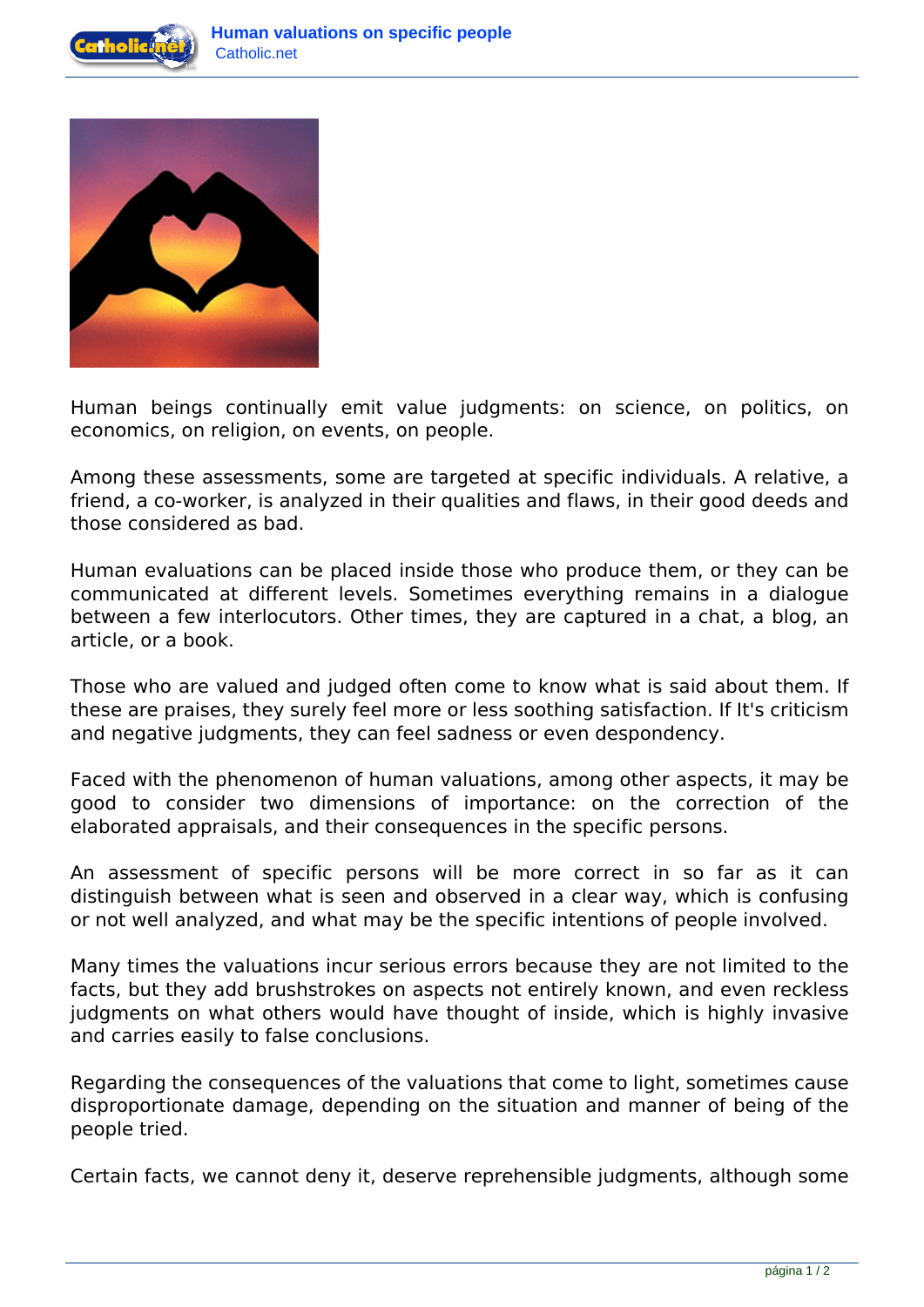Human beings continually emit value judgments: on science, on politics, on economics, on religion, on events, on people.

Among these assessments, some are targeted at specific individuals. A relative, a friend, a co-worker, is analyzed in their qualities and flaws, in their good deeds and those considered as bad.

Human evaluations can be placed inside those who produce them, or they can be communicated at different levels. Sometimes everything remains in a dialogue between a few interlocutors. Other times, they are captured in a chat, a blog, an article, or a book.

Those who are valued and judged often come to know what is said about them. If these are praises, they surely feel more or less soothing satisfaction. If It's criticism and negative judgments, they can feel sadness or even despondency.

Faced with the phenomenon of human valuations, among other aspects, it may be good to consider two dimensions of importance: on the correction of the elaborated appraisals, and their consequences in the specific persons.

An assessment of specific persons will be more correct in so far as it can distinguish between what is seen and observed in a clear way, which is confusing or not well analyzed, and what may be the specific intentions of people involved.

Many times the valuations incur serious errors because they are not limited to the facts, but they add brushstrokes on aspects not entirely known, and even reckless judgments on what others would have thought of inside, which is highly invasive and carries easily to false conclusions.

Regarding the consequences of the valuations that come to light, sometimes cause disproportionate damage, depending on the situation and manner of being of the people tried.

Certain facts, we cannot deny it, deserve reprehensible judgments, although some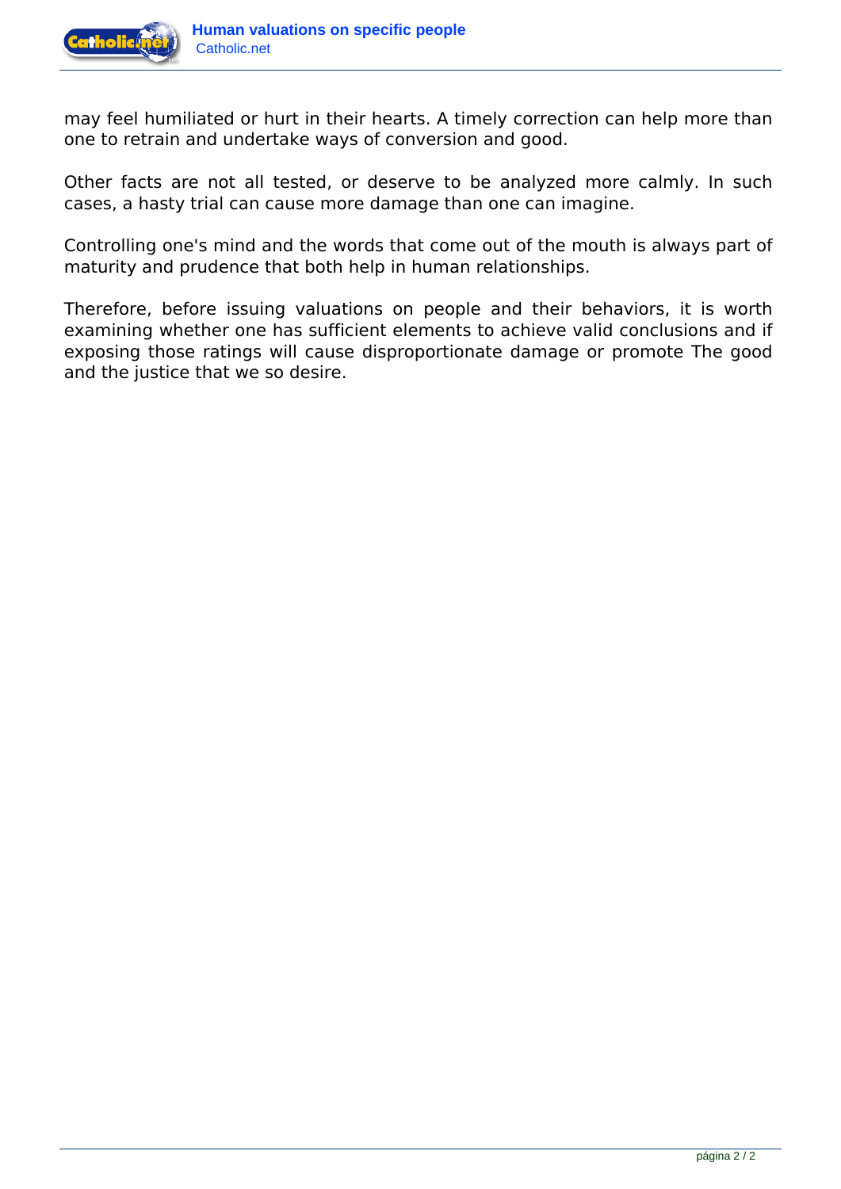may feel humiliated or hurt in their hearts. A timely correction can help more than one to retrain and undertake ways of conversion and good.

Other facts are not all tested, or deserve to be analyzed more calmly. In such cases, a hasty trial can cause more damage than one can imagine.

Controlling one's mind and the words that come out of the mouth is always part of maturity and prudence that both help in human relationships.

Therefore, before issuing valuations on people and their behaviors, it is worth examining whether one has sufficient elements to achieve valid conclusions and if exposing those ratings will cause disproportionate damage or promote The good and the justice that we so desire.